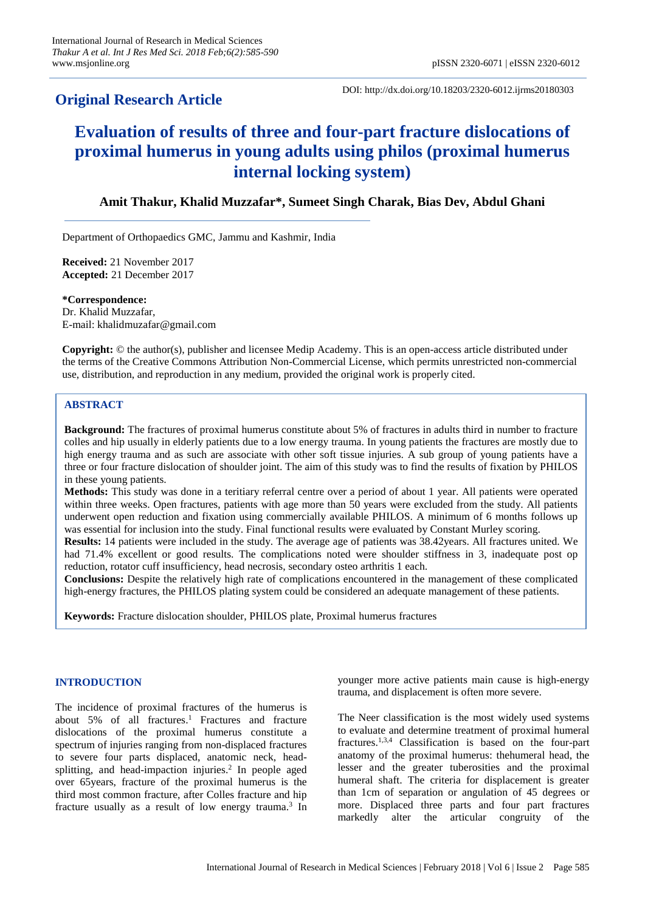**Original Research Article**

DOI: http://dx.doi.org/10.18203/2320-6012.ijrms20180303

# Evaluation of results of three and four-part fracture dislocations of proximal humerus in young adults using philos (proximal humerus internal locking system)

**Amit Thakur, Khalid Muzzafar\*, Sumeet Singh Charak, Bias Dev, Abdul Ghani**

Department of Orthopaedics GMC, Jammu and Kashmir, India

**Received:** 21 November 2017
**Accepted:** 21 December 2017

**\*Correspondence:**
Dr. Khalid Muzzafar,
E-mail: khalidmuzafar@gmail.com

**Copyright:** © the author(s), publisher and licensee Medip Academy. This is an open-access article distributed under the terms of the Creative Commons Attribution Non-Commercial License, which permits unrestricted non-commercial use, distribution, and reproduction in any medium, provided the original work is properly cited.

## ABSTRACT

**Background:** The fractures of proximal humerus constitute about 5% of fractures in adults third in number to fracture colles and hip usually in elderly patients due to a low energy trauma. In young patients the fractures are mostly due to high energy trauma and as such are associate with other soft tissue injuries. A sub group of young patients have a three or four fracture dislocation of shoulder joint. The aim of this study was to find the results of fixation by PHILOS in these young patients.

**Methods:** This study was done in a teritiary referral centre over a period of about 1 year. All patients were operated within three weeks. Open fractures, patients with age more than 50 years were excluded from the study. All patients underwent open reduction and fixation using commercially available PHILOS. A minimum of 6 months follows up was essential for inclusion into the study. Final functional results were evaluated by Constant Murley scoring.

**Results:** 14 patients were included in the study. The average age of patients was 38.42years. All fractures united. We had 71.4% excellent or good results. The complications noted were shoulder stiffness in 3, inadequate post op reduction, rotator cuff insufficiency, head necrosis, secondary osteo arthritis 1 each.

**Conclusions:** Despite the relatively high rate of complications encountered in the management of these complicated high-energy fractures, the PHILOS plating system could be considered an adequate management of these patients.

**Keywords:** Fracture dislocation shoulder, PHILOS plate, Proximal humerus fractures

## INTRODUCTION

The incidence of proximal fractures of the humerus is about 5% of all fractures.[1] Fractures and fracture dislocations of the proximal humerus constitute a spectrum of injuries ranging from non-displaced fractures to severe four parts displaced, anatomic neck, head-splitting, and head-impaction injuries.[2] In people aged over 65years, fracture of the proximal humerus is the third most common fracture, after Colles fracture and hip fracture usually as a result of low energy trauma.[3] In younger more active patients main cause is high-energy trauma, and displacement is often more severe.

The Neer classification is the most widely used systems to evaluate and determine treatment of proximal humeral fractures.[1,3,4] Classification is based on the four-part anatomy of the proximal humerus: thehumeral head, the lesser and the greater tuberosities and the proximal humeral shaft. The criteria for displacement is greater than 1cm of separation or angulation of 45 degrees or more. Displaced three parts and four part fractures markedly alter the articular congruity of the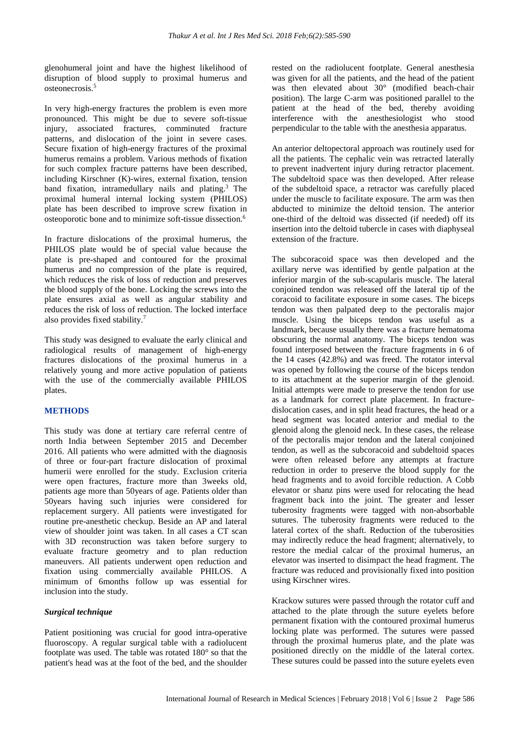glenohumeral joint and have the highest likelihood of disruption of blood supply to proximal humerus and osteonecrosis.[5]

In very high-energy fractures the problem is even more pronounced. This might be due to severe soft-tissue injury, associated fractures, comminuted fracture patterns, and dislocation of the joint in severe cases. Secure fixation of high-energy fractures of the proximal humerus remains a problem. Various methods of fixation for such complex fracture patterns have been described, including Kirschner (K)-wires, external fixation, tension band fixation, intramedullary nails and plating.[3] The proximal humeral internal locking system (PHILOS) plate has been described to improve screw fixation in osteoporotic bone and to minimize soft-tissue dissection.[6]

In fracture dislocations of the proximal humerus, the PHILOS plate would be of special value because the plate is pre-shaped and contoured for the proximal humerus and no compression of the plate is required, which reduces the risk of loss of reduction and preserves the blood supply of the bone. Locking the screws into the plate ensures axial as well as angular stability and reduces the risk of loss of reduction. The locked interface also provides fixed stability.[7]

This study was designed to evaluate the early clinical and radiological results of management of high-energy fractures dislocations of the proximal humerus in a relatively young and more active population of patients with the use of the commercially available PHILOS plates.

## METHODS

This study was done at tertiary care referral centre of north India between September 2015 and December 2016. All patients who were admitted with the diagnosis of three or four-part fracture dislocation of proximal humerii were enrolled for the study. Exclusion criteria were open fractures, fracture more than 3weeks old, patients age more than 50years of age. Patients older than 50years having such injuries were considered for replacement surgery. All patients were investigated for routine pre-anesthetic checkup. Beside an AP and lateral view of shoulder joint was taken. In all cases a CT scan with 3D reconstruction was taken before surgery to evaluate fracture geometry and to plan reduction maneuvers. All patients underwent open reduction and fixation using commercially available PHILOS. A minimum of 6months follow up was essential for inclusion into the study.

### *Surgical technique*

Patient positioning was crucial for good intra-operative fluoroscopy. A regular surgical table with a radiolucent footplate was used. The table was rotated 180° so that the patient's head was at the foot of the bed, and the shoulder rested on the radiolucent footplate. General anesthesia was given for all the patients, and the head of the patient was then elevated about 30° (modified beach-chair position). The large C-arm was positioned parallel to the patient at the head of the bed, thereby avoiding interference with the anesthesiologist who stood perpendicular to the table with the anesthesia apparatus.

An anterior deltopectoral approach was routinely used for all the patients. The cephalic vein was retracted laterally to prevent inadvertent injury during retractor placement. The subdeltoid space was then developed. After release of the subdeltoid space, a retractor was carefully placed under the muscle to facilitate exposure. The arm was then abducted to minimize the deltoid tension. The anterior one-third of the deltoid was dissected (if needed) off its insertion into the deltoid tubercle in cases with diaphyseal extension of the fracture.

The subcoracoid space was then developed and the axillary nerve was identified by gentle palpation at the inferior margin of the sub-scapularis muscle. The lateral conjoined tendon was released off the lateral tip of the coracoid to facilitate exposure in some cases. The biceps tendon was then palpated deep to the pectoralis major muscle. Using the biceps tendon was useful as a landmark, because usually there was a fracture hematoma obscuring the normal anatomy. The biceps tendon was found interposed between the fracture fragments in 6 of the 14 cases (42.8%) and was freed. The rotator interval was opened by following the course of the biceps tendon to its attachment at the superior margin of the glenoid. Initial attempts were made to preserve the tendon for use as a landmark for correct plate placement. In fracture-dislocation cases, and in split head fractures, the head or a head segment was located anterior and medial to the glenoid along the glenoid neck. In these cases, the release of the pectoralis major tendon and the lateral conjoined tendon, as well as the subcoracoid and subdeltoid spaces were often released before any attempts at fracture reduction in order to preserve the blood supply for the head fragments and to avoid forcible reduction. A Cobb elevator or shanz pins were used for relocating the head fragment back into the joint. The greater and lesser tuberosity fragments were tagged with non-absorbable sutures. The tuberosity fragments were reduced to the lateral cortex of the shaft. Reduction of the tuberosities may indirectly reduce the head fragment; alternatively, to restore the medial calcar of the proximal humerus, an elevator was inserted to disimpact the head fragment. The fracture was reduced and provisionally fixed into position using Kirschner wires.

Krackow sutures were passed through the rotator cuff and attached to the plate through the suture eyelets before permanent fixation with the contoured proximal humerus locking plate was performed. The sutures were passed through the proximal humerus plate, and the plate was positioned directly on the middle of the lateral cortex. These sutures could be passed into the suture eyelets even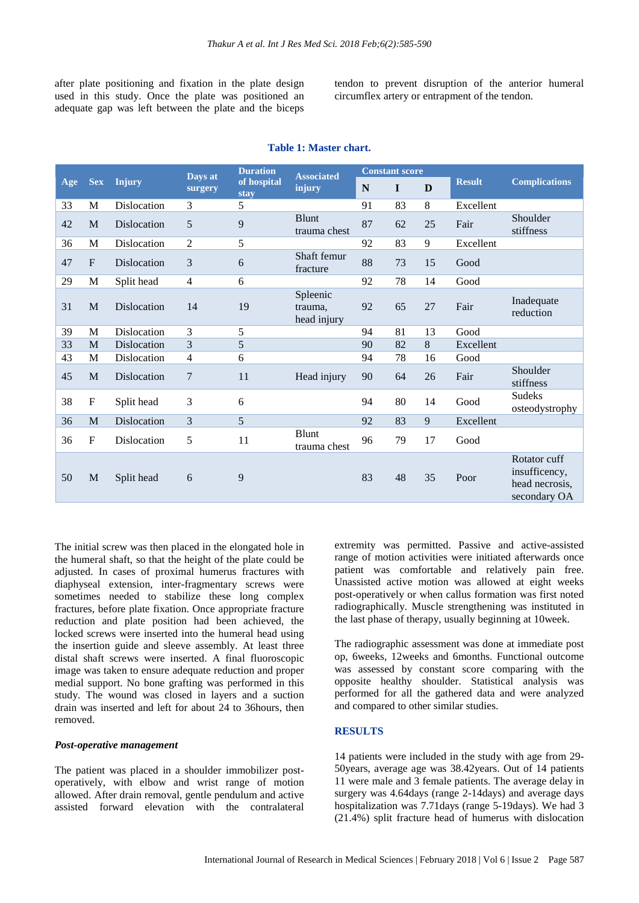after plate positioning and fixation in the plate design used in this study. Once the plate was positioned an adequate gap was left between the plate and the biceps tendon to prevent disruption of the anterior humeral circumflex artery or entrapment of the tendon.

**Table 1: Master chart.**

| Age | Sex | Injury | Days at surgery | Duration of hospital stay | Associated injury | Constant score | | | Result | Complications |
|---|---|---|---|---|---|---|---|---|---|---|
| | | | | | | N | I | D | | |
| 33 | M | Dislocation | 3 | 5 | | 91 | 83 | 8 | Excellent | |
| 42 | M | Dislocation | 5 | 9 | Blunt trauma chest | 87 | 62 | 25 | Fair | Shoulder stiffness |
| 36 | M | Dislocation | 2 | 5 | | 92 | 83 | 9 | Excellent | |
| 47 | F | Dislocation | 3 | 6 | Shaft femur fracture | 88 | 73 | 15 | Good | |
| 29 | M | Split head | 4 | 6 | | 92 | 78 | 14 | Good | |
| 31 | M | Dislocation | 14 | 19 | Spleenic trauma, head injury | 92 | 65 | 27 | Fair | Inadequate reduction |
| 39 | M | Dislocation | 3 | 5 | | 94 | 81 | 13 | Good | |
| 33 | M | Dislocation | 3 | 5 | | 90 | 82 | 8 | Excellent | |
| 43 | M | Dislocation | 4 | 6 | | 94 | 78 | 16 | Good | |
| 45 | M | Dislocation | 7 | 11 | Head injury | 90 | 64 | 26 | Fair | Shoulder stiffness |
| 38 | F | Split head | 3 | 6 | | 94 | 80 | 14 | Good | Sudeks osteodystrophy |
| 36 | M | Dislocation | 3 | 5 | | 92 | 83 | 9 | Excellent | |
| 36 | F | Dislocation | 5 | 11 | Blunt trauma chest | 96 | 79 | 17 | Good | |
| 50 | M | Split head | 6 | 9 | | 83 | 48 | 35 | Poor | Rotator cuff insufficency, head necrosis, secondary OA |

The initial screw was then placed in the elongated hole in the humeral shaft, so that the height of the plate could be adjusted. In cases of proximal humerus fractures with diaphyseal extension, inter-fragmentary screws were sometimes needed to stabilize these long complex fractures, before plate fixation. Once appropriate fracture reduction and plate position had been achieved, the locked screws were inserted into the humeral head using the insertion guide and sleeve assembly. At least three distal shaft screws were inserted. A final fluoroscopic image was taken to ensure adequate reduction and proper medial support. No bone grafting was performed in this study. The wound was closed in layers and a suction drain was inserted and left for about 24 to 36hours, then removed.

***Post-operative management***

The patient was placed in a shoulder immobilizer post-operatively, with elbow and wrist range of motion allowed. After drain removal, gentle pendulum and active assisted forward elevation with the contralateral extremity was permitted. Passive and active-assisted range of motion activities were initiated afterwards once patient was comfortable and relatively pain free. Unassisted active motion was allowed at eight weeks post-operatively or when callus formation was first noted radiographically. Muscle strengthening was instituted in the last phase of therapy, usually beginning at 10week.

The radiographic assessment was done at immediate post op, 6weeks, 12weeks and 6months. Functional outcome was assessed by constant score comparing with the opposite healthy shoulder. Statistical analysis was performed for all the gathered data and were analyzed and compared to other similar studies.

## RESULTS

14 patients were included in the study with age from 29-50years, average age was 38.42years. Out of 14 patients 11 were male and 3 female patients. The average delay in surgery was 4.64days (range 2-14days) and average days hospitalization was 7.71days (range 5-19days). We had 3 (21.4%) split fracture head of humerus with dislocation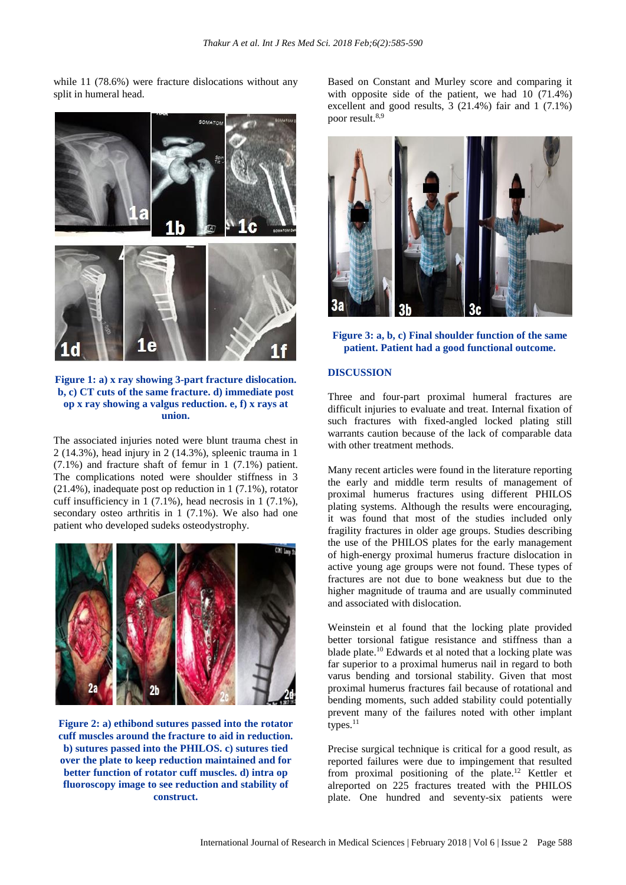while 11 (78.6%) were fracture dislocations without any split in humeral head.

**Figure 1: a) x ray showing 3-part fracture dislocation. b, c) CT cuts of the same fracture. d) immediate post op x ray showing a valgus reduction. e, f) x rays at union.**

The associated injuries noted were blunt trauma chest in 2 (14.3%), head injury in 2 (14.3%), spleenic trauma in 1 (7.1%) and fracture shaft of femur in 1 (7.1%) patient. The complications noted were shoulder stiffness in 3 (21.4%), inadequate post op reduction in 1 (7.1%), rotator cuff insufficiency in 1 (7.1%), head necrosis in 1 (7.1%), secondary osteo arthritis in 1 (7.1%). We also had one patient who developed sudeks osteodystrophy.

**Figure 2: a) ethibond sutures passed into the rotator cuff muscles around the fracture to aid in reduction. b) sutures passed into the PHILOS. c) sutures tied over the plate to keep reduction maintained and for better function of rotator cuff muscles. d) intra op fluoroscopy image to see reduction and stability of construct.**

Based on Constant and Murley score and comparing it with opposite side of the patient, we had 10 (71.4%) excellent and good results, 3 (21.4%) fair and 1 (7.1%) poor result.[8,9]

**Figure 3: a, b, c) Final shoulder function of the same patient. Patient had a good functional outcome.**

## DISCUSSION

Three and four-part proximal humeral fractures are difficult injuries to evaluate and treat. Internal fixation of such fractures with fixed-angled locked plating still warrants caution because of the lack of comparable data with other treatment methods.

Many recent articles were found in the literature reporting the early and middle term results of management of proximal humerus fractures using different PHILOS plating systems. Although the results were encouraging, it was found that most of the studies included only fragility fractures in older age groups. Studies describing the use of the PHILOS plates for the early management of high-energy proximal humerus fracture dislocation in active young age groups were not found. These types of fractures are not due to bone weakness but due to the higher magnitude of trauma and are usually comminuted and associated with dislocation.

Weinstein et al found that the locking plate provided better torsional fatigue resistance and stiffness than a blade plate.[10] Edwards et al noted that a locking plate was far superior to a proximal humerus nail in regard to both varus bending and torsional stability. Given that most proximal humerus fractures fail because of rotational and bending moments, such added stability could potentially prevent many of the failures noted with other implant types.[11]

Precise surgical technique is critical for a good result, as reported failures were due to impingement that resulted from proximal positioning of the plate.[12] Kettler et alreported on 225 fractures treated with the PHILOS plate. One hundred and seventy-six patients were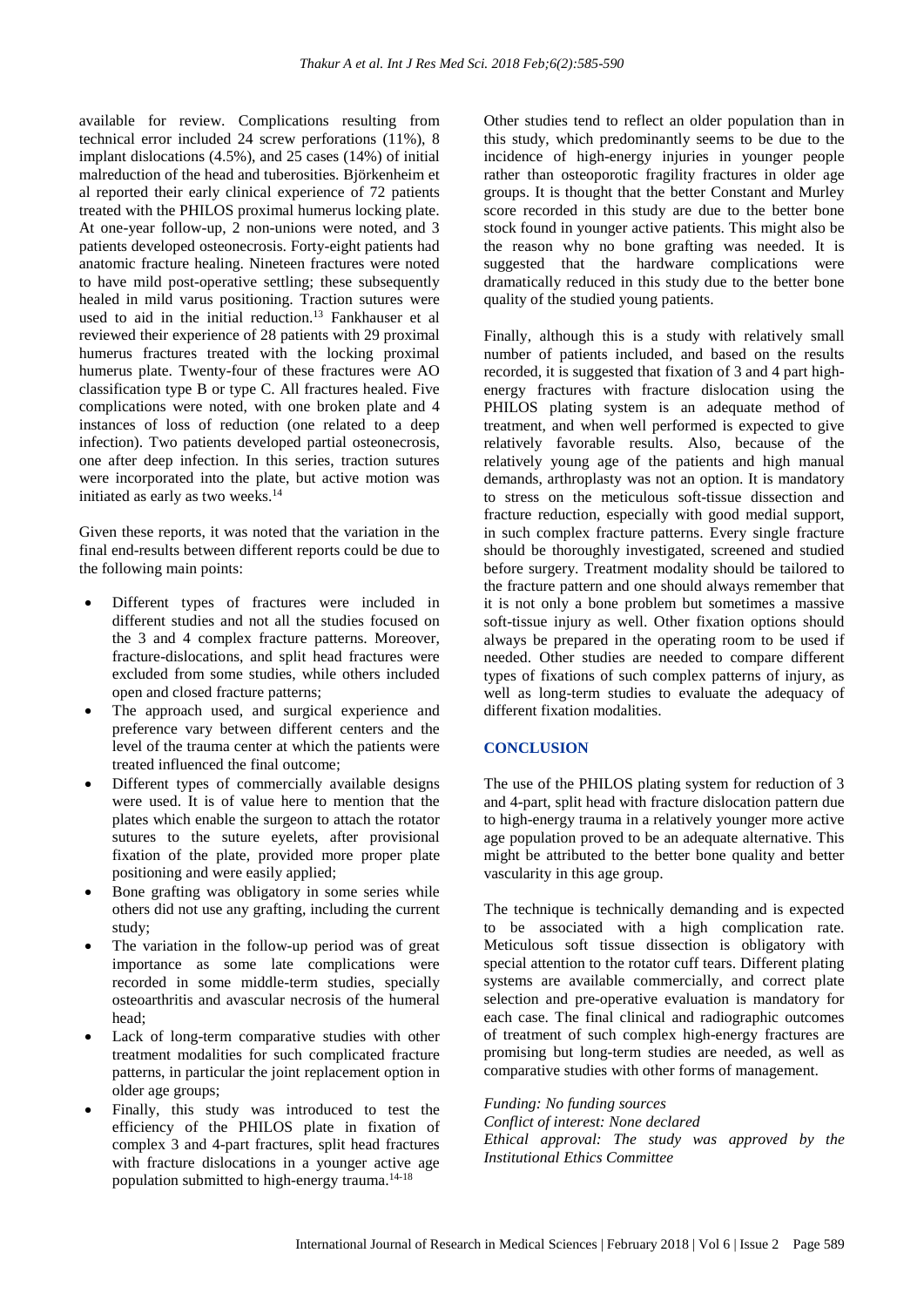available for review. Complications resulting from technical error included 24 screw perforations (11%), 8 implant dislocations (4.5%), and 25 cases (14%) of initial malreduction of the head and tuberosities. Björkenheim et al reported their early clinical experience of 72 patients treated with the PHILOS proximal humerus locking plate. At one-year follow-up, 2 non-unions were noted, and 3 patients developed osteonecrosis. Forty-eight patients had anatomic fracture healing. Nineteen fractures were noted to have mild post-operative settling; these subsequently healed in mild varus positioning. Traction sutures were used to aid in the initial reduction.[13] Fankhauser et al reviewed their experience of 28 patients with 29 proximal humerus fractures treated with the locking proximal humerus plate. Twenty-four of these fractures were AO classification type B or type C. All fractures healed. Five complications were noted, with one broken plate and 4 instances of loss of reduction (one related to a deep infection). Two patients developed partial osteonecrosis, one after deep infection. In this series, traction sutures were incorporated into the plate, but active motion was initiated as early as two weeks.[14]

Given these reports, it was noted that the variation in the final end-results between different reports could be due to the following main points:

- Different types of fractures were included in different studies and not all the studies focused on the 3 and 4 complex fracture patterns. Moreover, fracture-dislocations, and split head fractures were excluded from some studies, while others included open and closed fracture patterns;
- The approach used, and surgical experience and preference vary between different centers and the level of the trauma center at which the patients were treated influenced the final outcome;
- Different types of commercially available designs were used. It is of value here to mention that the plates which enable the surgeon to attach the rotator sutures to the suture eyelets, after provisional fixation of the plate, provided more proper plate positioning and were easily applied;
- Bone grafting was obligatory in some series while others did not use any grafting, including the current study;
- The variation in the follow-up period was of great importance as some late complications were recorded in some middle-term studies, specially osteoarthritis and avascular necrosis of the humeral head;
- Lack of long-term comparative studies with other treatment modalities for such complicated fracture patterns, in particular the joint replacement option in older age groups;
- Finally, this study was introduced to test the efficiency of the PHILOS plate in fixation of complex 3 and 4-part fractures, split head fractures with fracture dislocations in a younger active age population submitted to high-energy trauma.[14-18]

Other studies tend to reflect an older population than in this study, which predominantly seems to be due to the incidence of high-energy injuries in younger people rather than osteoporotic fragility fractures in older age groups. It is thought that the better Constant and Murley score recorded in this study are due to the better bone stock found in younger active patients. This might also be the reason why no bone grafting was needed. It is suggested that the hardware complications were dramatically reduced in this study due to the better bone quality of the studied young patients.

Finally, although this is a study with relatively small number of patients included, and based on the results recorded, it is suggested that fixation of 3 and 4 part high-energy fractures with fracture dislocation using the PHILOS plating system is an adequate method of treatment, and when well performed is expected to give relatively favorable results. Also, because of the relatively young age of the patients and high manual demands, arthroplasty was not an option. It is mandatory to stress on the meticulous soft-tissue dissection and fracture reduction, especially with good medial support, in such complex fracture patterns. Every single fracture should be thoroughly investigated, screened and studied before surgery. Treatment modality should be tailored to the fracture pattern and one should always remember that it is not only a bone problem but sometimes a massive soft-tissue injury as well. Other fixation options should always be prepared in the operating room to be used if needed. Other studies are needed to compare different types of fixations of such complex patterns of injury, as well as long-term studies to evaluate the adequacy of different fixation modalities.

## CONCLUSION

The use of the PHILOS plating system for reduction of 3 and 4-part, split head with fracture dislocation pattern due to high-energy trauma in a relatively younger more active age population proved to be an adequate alternative. This might be attributed to the better bone quality and better vascularity in this age group.

The technique is technically demanding and is expected to be associated with a high complication rate. Meticulous soft tissue dissection is obligatory with special attention to the rotator cuff tears. Different plating systems are available commercially, and correct plate selection and pre-operative evaluation is mandatory for each case. The final clinical and radiographic outcomes of treatment of such complex high-energy fractures are promising but long-term studies are needed, as well as comparative studies with other forms of management.

*Funding: No funding sources*
*Conflict of interest: None declared*
*Ethical approval: The study was approved by the Institutional Ethics Committee*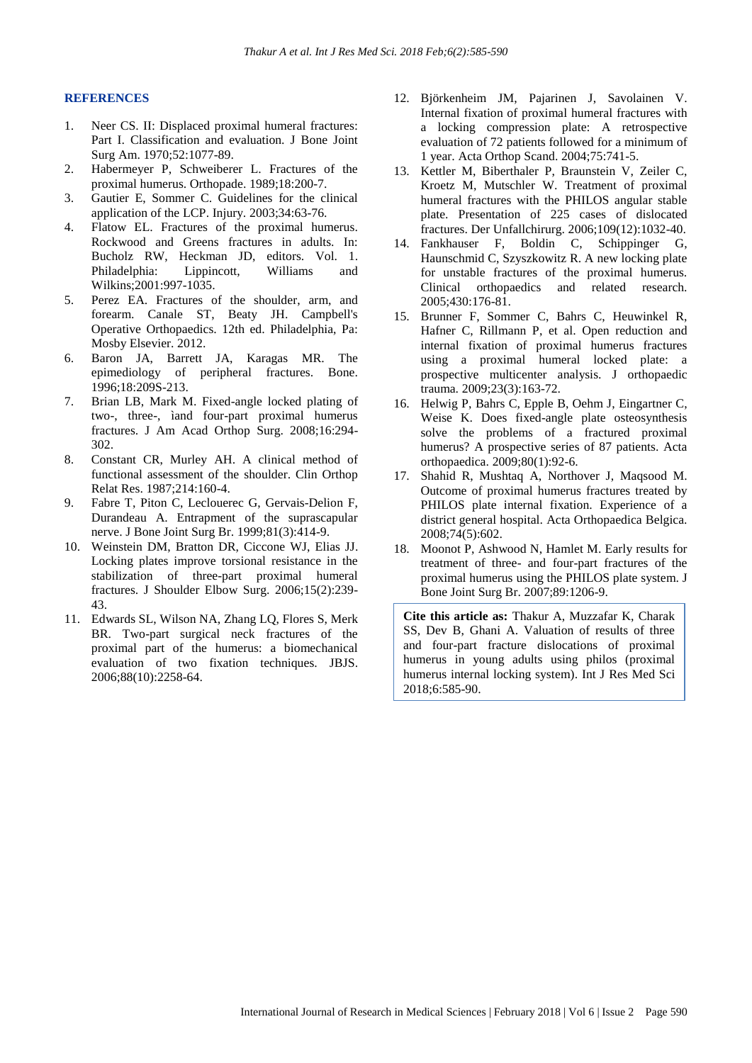## REFERENCES

1. Neer CS. II: Displaced proximal humeral fractures: Part I. Classification and evaluation. J Bone Joint Surg Am. 1970;52:1077-89.
2. Habermeyer P, Schweiberer L. Fractures of the proximal humerus. Orthopade. 1989;18:200-7.
3. Gautier E, Sommer C. Guidelines for the clinical application of the LCP. Injury. 2003;34:63-76.
4. Flatow EL. Fractures of the proximal humerus. Rockwood and Greens fractures in adults. In: Bucholz RW, Heckman JD, editors. Vol. 1. Philadelphia: Lippincott, Williams and Wilkins;2001:997-1035.
5. Perez EA. Fractures of the shoulder, arm, and forearm. Canale ST, Beaty JH. Campbell's Operative Orthopaedics. 12th ed. Philadelphia, Pa: Mosby Elsevier. 2012.
6. Baron JA, Barrett JA, Karagas MR. The epimediology of peripheral fractures. Bone. 1996;18:209S-213.
7. Brian LB, Mark M. Fixed-angle locked plating of two-, three-, ìand four-part proximal humerus fractures. J Am Acad Orthop Surg. 2008;16:294-302.
8. Constant CR, Murley AH. A clinical method of functional assessment of the shoulder. Clin Orthop Relat Res. 1987;214:160-4.
9. Fabre T, Piton C, Leclouerec G, Gervais-Delion F, Durandeau A. Entrapment of the suprascapular nerve. J Bone Joint Surg Br. 1999;81(3):414-9.
10. Weinstein DM, Bratton DR, Ciccone WJ, Elias JJ. Locking plates improve torsional resistance in the stabilization of three-part proximal humeral fractures. J Shoulder Elbow Surg. 2006;15(2):239-43.
11. Edwards SL, Wilson NA, Zhang LQ, Flores S, Merk BR. Two-part surgical neck fractures of the proximal part of the humerus: a biomechanical evaluation of two fixation techniques. JBJS. 2006;88(10):2258-64.
12. Björkenheim JM, Pajarinen J, Savolainen V. Internal fixation of proximal humeral fractures with a locking compression plate: A retrospective evaluation of 72 patients followed for a minimum of 1 year. Acta Orthop Scand. 2004;75:741-5.
13. Kettler M, Biberthaler P, Braunstein V, Zeiler C, Kroetz M, Mutschler W. Treatment of proximal humeral fractures with the PHILOS angular stable plate. Presentation of 225 cases of dislocated fractures. Der Unfallchirurg. 2006;109(12):1032-40.
14. Fankhauser F, Boldin C, Schippinger G, Haunschmid C, Szyszkowitz R. A new locking plate for unstable fractures of the proximal humerus. Clinical orthopaedics and related research. 2005;430:176-81.
15. Brunner F, Sommer C, Bahrs C, Heuwinkel R, Hafner C, Rillmann P, et al. Open reduction and internal fixation of proximal humerus fractures using a proximal humeral locked plate: a prospective multicenter analysis. J orthopaedic trauma. 2009;23(3):163-72.
16. Helwig P, Bahrs C, Epple B, Oehm J, Eingartner C, Weise K. Does fixed-angle plate osteosynthesis solve the problems of a fractured proximal humerus? A prospective series of 87 patients. Acta orthopaedica. 2009;80(1):92-6.
17. Shahid R, Mushtaq A, Northover J, Maqsood M. Outcome of proximal humerus fractures treated by PHILOS plate internal fixation. Experience of a district general hospital. Acta Orthopaedica Belgica. 2008;74(5):602.
18. Moonot P, Ashwood N, Hamlet M. Early results for treatment of three- and four-part fractures of the proximal humerus using the PHILOS plate system. J Bone Joint Surg Br. 2007;89:1206-9.

**Cite this article as:** Thakur A, Muzzafar K, Charak SS, Dev B, Ghani A. Valuation of results of three and four-part fracture dislocations of proximal humerus in young adults using philos (proximal humerus internal locking system). Int J Res Med Sci 2018;6:585-90.